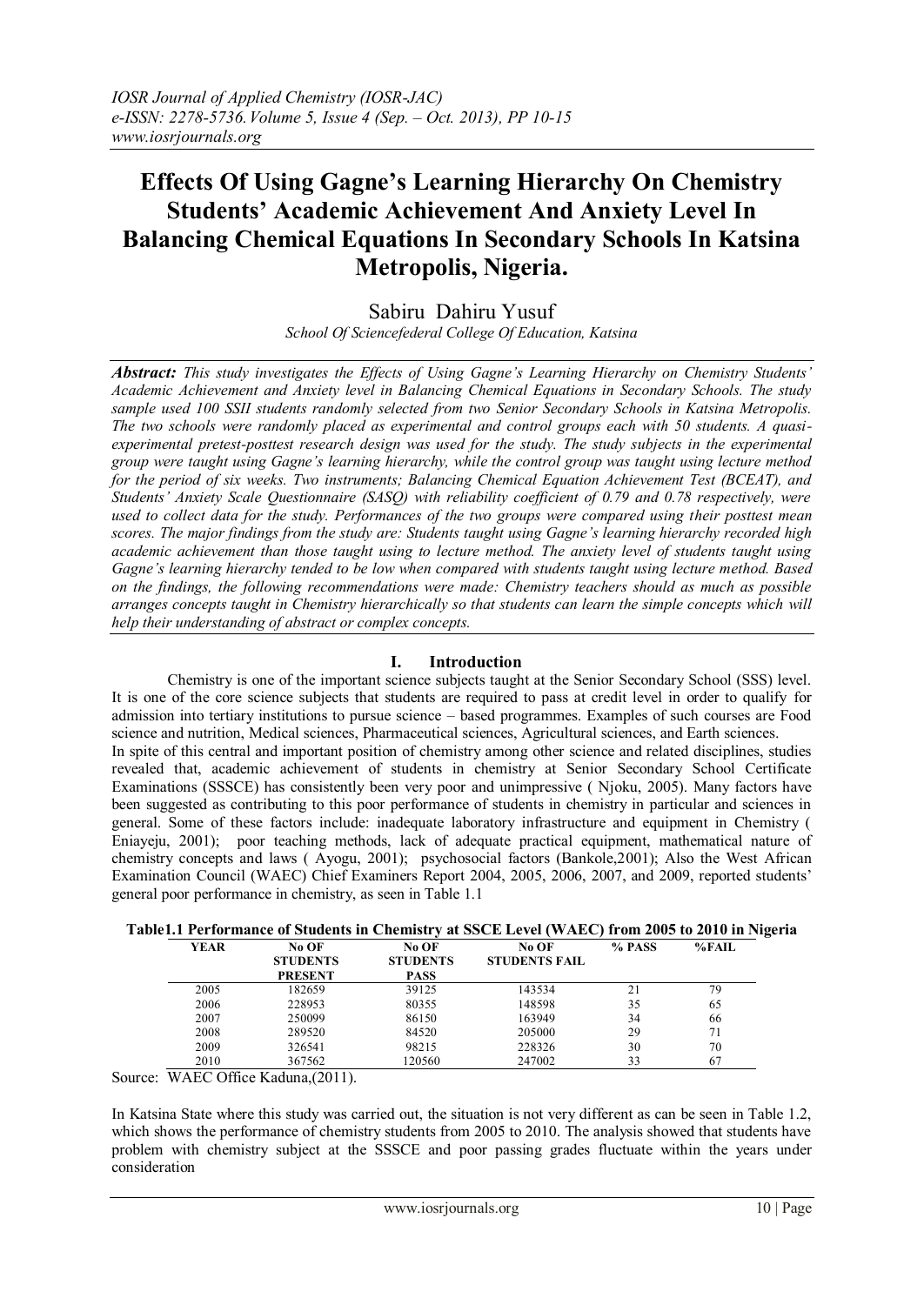# Effects Of Using Gagne's Learning Hierarchy On Chemistry Students' Academic Achievement And Anxiety Level In Balancing Chemical Equations In Secondary Schools In Katsina Metropolis, Nigeria.

Sabiru Dahiru Yusuf

*School Of Sciencefederal College Of Education, Katsina*

***Abstract:*** *This study investigates the Effects of Using Gagne's Learning Hierarchy on Chemistry Students' Academic Achievement and Anxiety level in Balancing Chemical Equations in Secondary Schools. The study sample used 100 SSII students randomly selected from two Senior Secondary Schools in Katsina Metropolis. The two schools were randomly placed as experimental and control groups each with 50 students. A quasi-experimental pretest-posttest research design was used for the study. The study subjects in the experimental group were taught using Gagne's learning hierarchy, while the control group was taught using lecture method for the period of six weeks. Two instruments; Balancing Chemical Equation Achievement Test (BCEAT), and Students' Anxiety Scale Questionnaire (SASQ) with reliability coefficient of 0.79 and 0.78 respectively, were used to collect data for the study. Performances of the two groups were compared using their posttest mean scores. The major findings from the study are: Students taught using Gagne's learning hierarchy recorded high academic achievement than those taught using to lecture method. The anxiety level of students taught using Gagne's learning hierarchy tended to be low when compared with students taught using lecture method. Based on the findings, the following recommendations were made: Chemistry teachers should as much as possible arranges concepts taught in Chemistry hierarchically so that students can learn the simple concepts which will help their understanding of abstract or complex concepts.*

## I. Introduction

Chemistry is one of the important science subjects taught at the Senior Secondary School (SSS) level. It is one of the core science subjects that students are required to pass at credit level in order to qualify for admission into tertiary institutions to pursue science – based programmes. Examples of such courses are Food science and nutrition, Medical sciences, Pharmaceutical sciences, Agricultural sciences, and Earth sciences.

In spite of this central and important position of chemistry among other science and related disciplines, studies revealed that, academic achievement of students in chemistry at Senior Secondary School Certificate Examinations (SSSCE) has consistently been very poor and unimpressive ( Njoku, 2005). Many factors have been suggested as contributing to this poor performance of students in chemistry in particular and sciences in general. Some of these factors include: inadequate laboratory infrastructure and equipment in Chemistry ( Eniayeju, 2001); poor teaching methods, lack of adequate practical equipment, mathematical nature of chemistry concepts and laws ( Ayogu, 2001); psychosocial factors (Bankole,2001); Also the West African Examination Council (WAEC) Chief Examiners Report 2004, 2005, 2006, 2007, and 2009, reported students' general poor performance in chemistry, as seen in Table 1.1

**Table1.1 Performance of Students in Chemistry at SSCE Level (WAEC) from 2005 to 2010 in Nigeria**

| YEAR | No OF STUDENTS PRESENT | No OF STUDENTS PASS | No OF STUDENTS FAIL | % PASS | %FAIL |
|---|---|---|---|---|---|
| 2005 | 182659 | 39125 | 143534 | 21 | 79 |
| 2006 | 228953 | 80355 | 148598 | 35 | 65 |
| 2007 | 250099 | 86150 | 163949 | 34 | 66 |
| 2008 | 289520 | 84520 | 205000 | 29 | 71 |
| 2009 | 326541 | 98215 | 228326 | 30 | 70 |
| 2010 | 367562 | 120560 | 247002 | 33 | 67 |

Source: WAEC Office Kaduna,(2011).

In Katsina State where this study was carried out, the situation is not very different as can be seen in Table 1.2, which shows the performance of chemistry students from 2005 to 2010. The analysis showed that students have problem with chemistry subject at the SSSCE and poor passing grades fluctuate within the years under consideration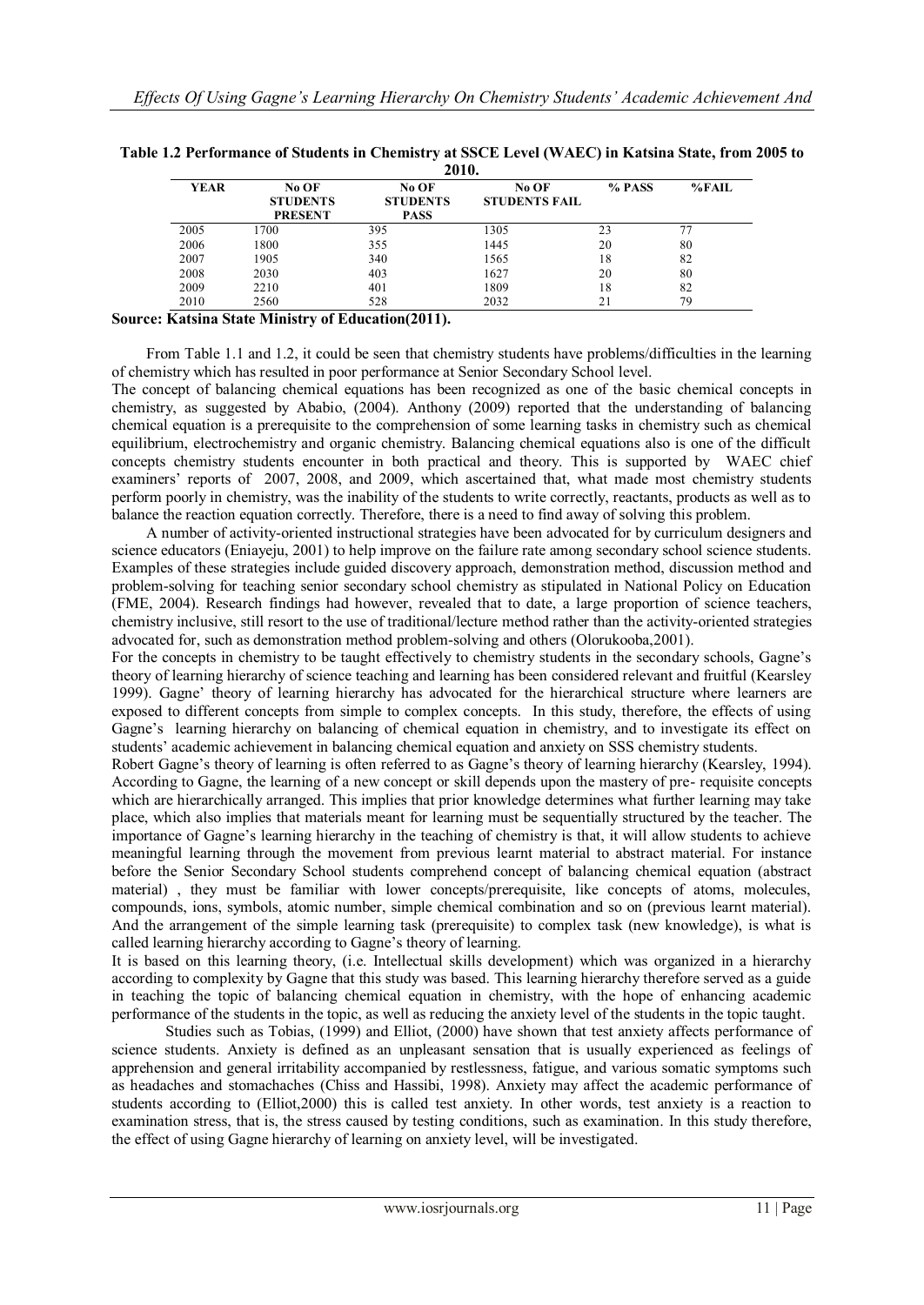**Table 1.2 Performance of Students in Chemistry at SSCE Level (WAEC) in Katsina State, from 2005 to 2010.**

| YEAR | No OF STUDENTS PRESENT | No OF STUDENTS PASS | No OF STUDENTS FAIL | % PASS | %FAIL |
|---|---|---|---|---|---|
| 2005 | 1700 | 395 | 1305 | 23 | 77 |
| 2006 | 1800 | 355 | 1445 | 20 | 80 |
| 2007 | 1905 | 340 | 1565 | 18 | 82 |
| 2008 | 2030 | 403 | 1627 | 20 | 80 |
| 2009 | 2210 | 401 | 1809 | 18 | 82 |
| 2010 | 2560 | 528 | 2032 | 21 | 79 |

**Source: Katsina State Ministry of Education(2011).**

From Table 1.1 and 1.2, it could be seen that chemistry students have problems/difficulties in the learning of chemistry which has resulted in poor performance at Senior Secondary School level.

The concept of balancing chemical equations has been recognized as one of the basic chemical concepts in chemistry, as suggested by Ababio, (2004). Anthony (2009) reported that the understanding of balancing chemical equation is a prerequisite to the comprehension of some learning tasks in chemistry such as chemical equilibrium, electrochemistry and organic chemistry. Balancing chemical equations also is one of the difficult concepts chemistry students encounter in both practical and theory. This is supported by WAEC chief examiners' reports of 2007, 2008, and 2009, which ascertained that, what made most chemistry students perform poorly in chemistry, was the inability of the students to write correctly, reactants, products as well as to balance the reaction equation correctly. Therefore, there is a need to find away of solving this problem.

A number of activity-oriented instructional strategies have been advocated for by curriculum designers and science educators (Eniayeju, 2001) to help improve on the failure rate among secondary school science students. Examples of these strategies include guided discovery approach, demonstration method, discussion method and problem-solving for teaching senior secondary school chemistry as stipulated in National Policy on Education (FME, 2004). Research findings had however, revealed that to date, a large proportion of science teachers, chemistry inclusive, still resort to the use of traditional/lecture method rather than the activity-oriented strategies advocated for, such as demonstration method problem-solving and others (Olorukooba,2001).

For the concepts in chemistry to be taught effectively to chemistry students in the secondary schools, Gagne's theory of learning hierarchy of science teaching and learning has been considered relevant and fruitful (Kearsley 1999). Gagne' theory of learning hierarchy has advocated for the hierarchical structure where learners are exposed to different concepts from simple to complex concepts. In this study, therefore, the effects of using Gagne's learning hierarchy on balancing of chemical equation in chemistry, and to investigate its effect on students' academic achievement in balancing chemical equation and anxiety on SSS chemistry students.

Robert Gagne's theory of learning is often referred to as Gagne's theory of learning hierarchy (Kearsley, 1994). According to Gagne, the learning of a new concept or skill depends upon the mastery of pre- requisite concepts which are hierarchically arranged. This implies that prior knowledge determines what further learning may take place, which also implies that materials meant for learning must be sequentially structured by the teacher. The importance of Gagne's learning hierarchy in the teaching of chemistry is that, it will allow students to achieve meaningful learning through the movement from previous learnt material to abstract material. For instance before the Senior Secondary School students comprehend concept of balancing chemical equation (abstract material) , they must be familiar with lower concepts/prerequisite, like concepts of atoms, molecules, compounds, ions, symbols, atomic number, simple chemical combination and so on (previous learnt material). And the arrangement of the simple learning task (prerequisite) to complex task (new knowledge), is what is called learning hierarchy according to Gagne's theory of learning.

It is based on this learning theory, (i.e. Intellectual skills development) which was organized in a hierarchy according to complexity by Gagne that this study was based. This learning hierarchy therefore served as a guide in teaching the topic of balancing chemical equation in chemistry, with the hope of enhancing academic performance of the students in the topic, as well as reducing the anxiety level of the students in the topic taught.

Studies such as Tobias, (1999) and Elliot, (2000) have shown that test anxiety affects performance of science students. Anxiety is defined as an unpleasant sensation that is usually experienced as feelings of apprehension and general irritability accompanied by restlessness, fatigue, and various somatic symptoms such as headaches and stomachaches (Chiss and Hassibi, 1998). Anxiety may affect the academic performance of students according to (Elliot,2000) this is called test anxiety. In other words, test anxiety is a reaction to examination stress, that is, the stress caused by testing conditions, such as examination. In this study therefore, the effect of using Gagne hierarchy of learning on anxiety level, will be investigated.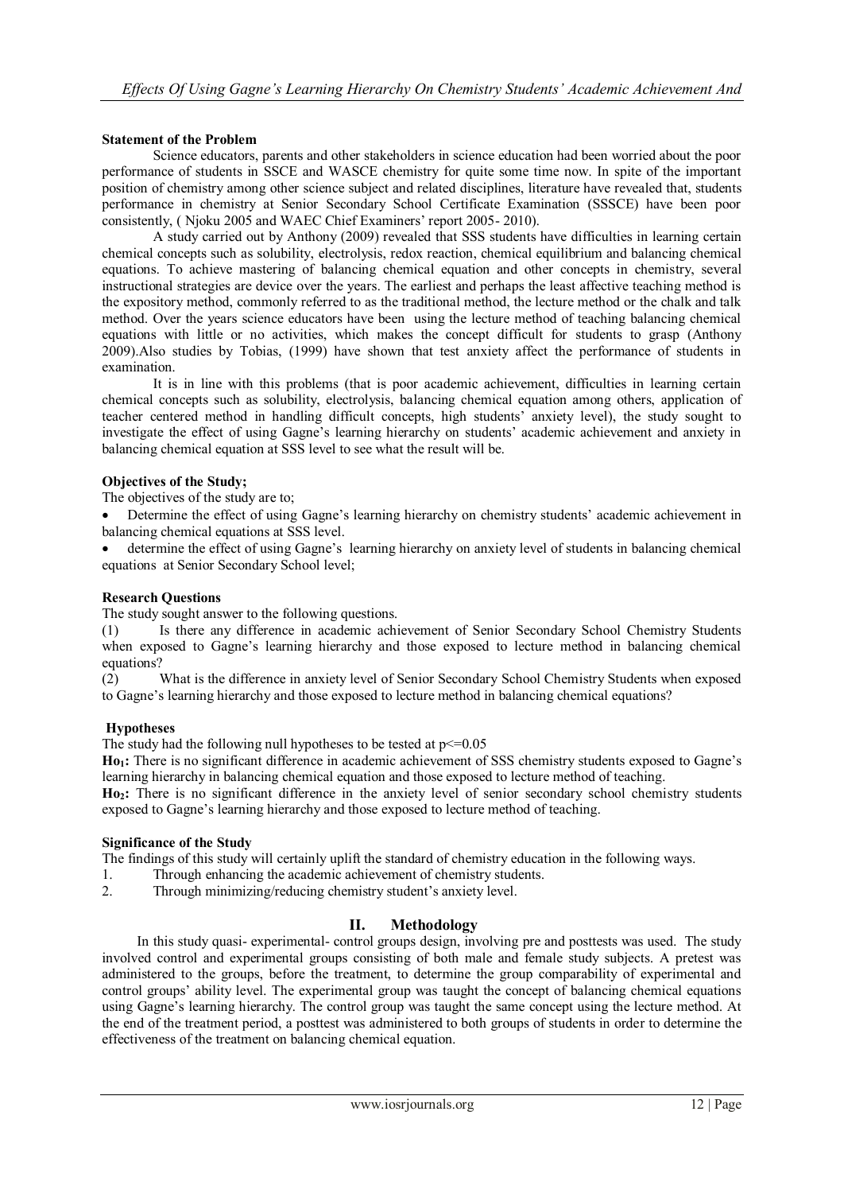**Statement of the Problem**

Science educators, parents and other stakeholders in science education had been worried about the poor performance of students in SSCE and WASCE chemistry for quite some time now. In spite of the important position of chemistry among other science subject and related disciplines, literature have revealed that, students performance in chemistry at Senior Secondary School Certificate Examination (SSSCE) have been poor consistently, ( Njoku 2005 and WAEC Chief Examiners' report 2005- 2010).

A study carried out by Anthony (2009) revealed that SSS students have difficulties in learning certain chemical concepts such as solubility, electrolysis, redox reaction, chemical equilibrium and balancing chemical equations. To achieve mastering of balancing chemical equation and other concepts in chemistry, several instructional strategies are device over the years. The earliest and perhaps the least affective teaching method is the expository method, commonly referred to as the traditional method, the lecture method or the chalk and talk method. Over the years science educators have been using the lecture method of teaching balancing chemical equations with little or no activities, which makes the concept difficult for students to grasp (Anthony 2009).Also studies by Tobias, (1999) have shown that test anxiety affect the performance of students in examination.

It is in line with this problems (that is poor academic achievement, difficulties in learning certain chemical concepts such as solubility, electrolysis, balancing chemical equation among others, application of teacher centered method in handling difficult concepts, high students' anxiety level), the study sought to investigate the effect of using Gagne's learning hierarchy on students' academic achievement and anxiety in balancing chemical equation at SSS level to see what the result will be.

**Objectives of the Study;**

The objectives of the study are to;

- Determine the effect of using Gagne's learning hierarchy on chemistry students' academic achievement in balancing chemical equations at SSS level.
- determine the effect of using Gagne's learning hierarchy on anxiety level of students in balancing chemical equations at Senior Secondary School level;

**Research Questions**

The study sought answer to the following questions.

(1) Is there any difference in academic achievement of Senior Secondary School Chemistry Students when exposed to Gagne's learning hierarchy and those exposed to lecture method in balancing chemical equations?

(2) What is the difference in anxiety level of Senior Secondary School Chemistry Students when exposed to Gagne's learning hierarchy and those exposed to lecture method in balancing chemical equations?

**Hypotheses**

The study had the following null hypotheses to be tested at $p<=0.05$

**Ho$_1$:** There is no significant difference in academic achievement of SSS chemistry students exposed to Gagne's learning hierarchy in balancing chemical equation and those exposed to lecture method of teaching.

**Ho$_2$:** There is no significant difference in the anxiety level of senior secondary school chemistry students exposed to Gagne's learning hierarchy and those exposed to lecture method of teaching.

**Significance of the Study**

The findings of this study will certainly uplift the standard of chemistry education in the following ways.

1. Through enhancing the academic achievement of chemistry students.
2. Through minimizing/reducing chemistry student's anxiety level.

## II. Methodology

In this study quasi- experimental- control groups design, involving pre and posttests was used. The study involved control and experimental groups consisting of both male and female study subjects. A pretest was administered to the groups, before the treatment, to determine the group comparability of experimental and control groups' ability level. The experimental group was taught the concept of balancing chemical equations using Gagne's learning hierarchy. The control group was taught the same concept using the lecture method. At the end of the treatment period, a posttest was administered to both groups of students in order to determine the effectiveness of the treatment on balancing chemical equation.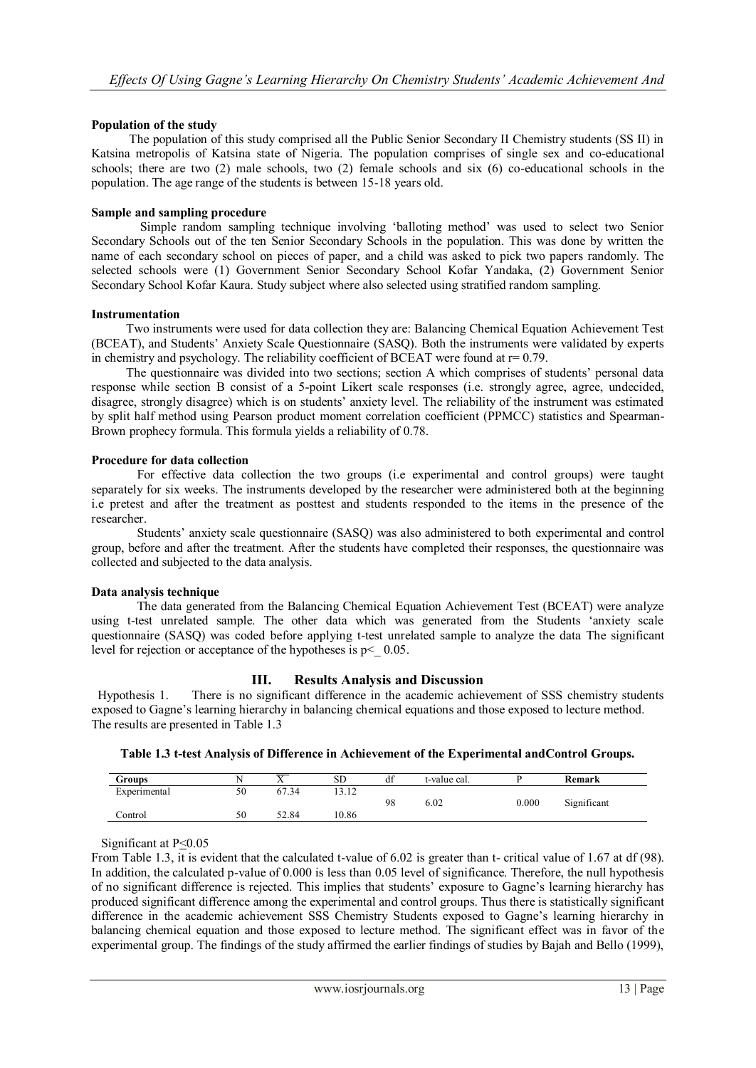**Population of the study**

The population of this study comprised all the Public Senior Secondary II Chemistry students (SS II) in Katsina metropolis of Katsina state of Nigeria. The population comprises of single sex and co-educational schools; there are two (2) male schools, two (2) female schools and six (6) co-educational schools in the population. The age range of the students is between 15-18 years old.

**Sample and sampling procedure**

Simple random sampling technique involving 'balloting method' was used to select two Senior Secondary Schools out of the ten Senior Secondary Schools in the population. This was done by written the name of each secondary school on pieces of paper, and a child was asked to pick two papers randomly. The selected schools were (1) Government Senior Secondary School Kofar Yandaka, (2) Government Senior Secondary School Kofar Kaura. Study subject where also selected using stratified random sampling.

**Instrumentation**

Two instruments were used for data collection they are: Balancing Chemical Equation Achievement Test (BCEAT), and Students' Anxiety Scale Questionnaire (SASQ). Both the instruments were validated by experts in chemistry and psychology. The reliability coefficient of BCEAT were found at r= 0.79.

The questionnaire was divided into two sections; section A which comprises of students' personal data response while section B consist of a 5-point Likert scale responses (i.e. strongly agree, agree, undecided, disagree, strongly disagree) which is on students' anxiety level. The reliability of the instrument was estimated by split half method using Pearson product moment correlation coefficient (PPMCC) statistics and Spearman-Brown prophecy formula. This formula yields a reliability of 0.78.

**Procedure for data collection**

For effective data collection the two groups (i.e experimental and control groups) were taught separately for six weeks. The instruments developed by the researcher were administered both at the beginning i.e pretest and after the treatment as posttest and students responded to the items in the presence of the researcher.

Students' anxiety scale questionnaire (SASQ) was also administered to both experimental and control group, before and after the treatment. After the students have completed their responses, the questionnaire was collected and subjected to the data analysis.

**Data analysis technique**

The data generated from the Balancing Chemical Equation Achievement Test (BCEAT) were analyze using t-test unrelated sample. The other data which was generated from the Students 'anxiety scale questionnaire (SASQ) was coded before applying t-test unrelated sample to analyze the data The significant level for rejection or acceptance of the hypotheses is p<_ 0.05.

## III. Results Analysis and Discussion

Hypothesis 1. There is no significant difference in the academic achievement of SSS chemistry students exposed to Gagne's learning hierarchy in balancing chemical equations and those exposed to lecture method. The results are presented in Table 1.3

**Table 1.3 t-test Analysis of Difference in Achievement of the Experimental andControl Groups.**

| Groups | N | $\bar{X}$ | SD | df | t-value cal. | P | Remark |
|---|---|---|---|---|---|---|---|
| Experimental | 50 | 67.34 | 13.12 | 98 | 6.02 | 0.000 | Significant |
| Control | 50 | 52.84 | 10.86 | | | | |

Significant at $P \leq 0.05$

From Table 1.3, it is evident that the calculated t-value of 6.02 is greater than t- critical value of 1.67 at df (98). In addition, the calculated p-value of 0.000 is less than 0.05 level of significance. Therefore, the null hypothesis of no significant difference is rejected. This implies that students' exposure to Gagne's learning hierarchy has produced significant difference among the experimental and control groups. Thus there is statistically significant difference in the academic achievement SSS Chemistry Students exposed to Gagne's learning hierarchy in balancing chemical equation and those exposed to lecture method. The significant effect was in favor of the experimental group. The findings of the study affirmed the earlier findings of studies by Bajah and Bello (1999),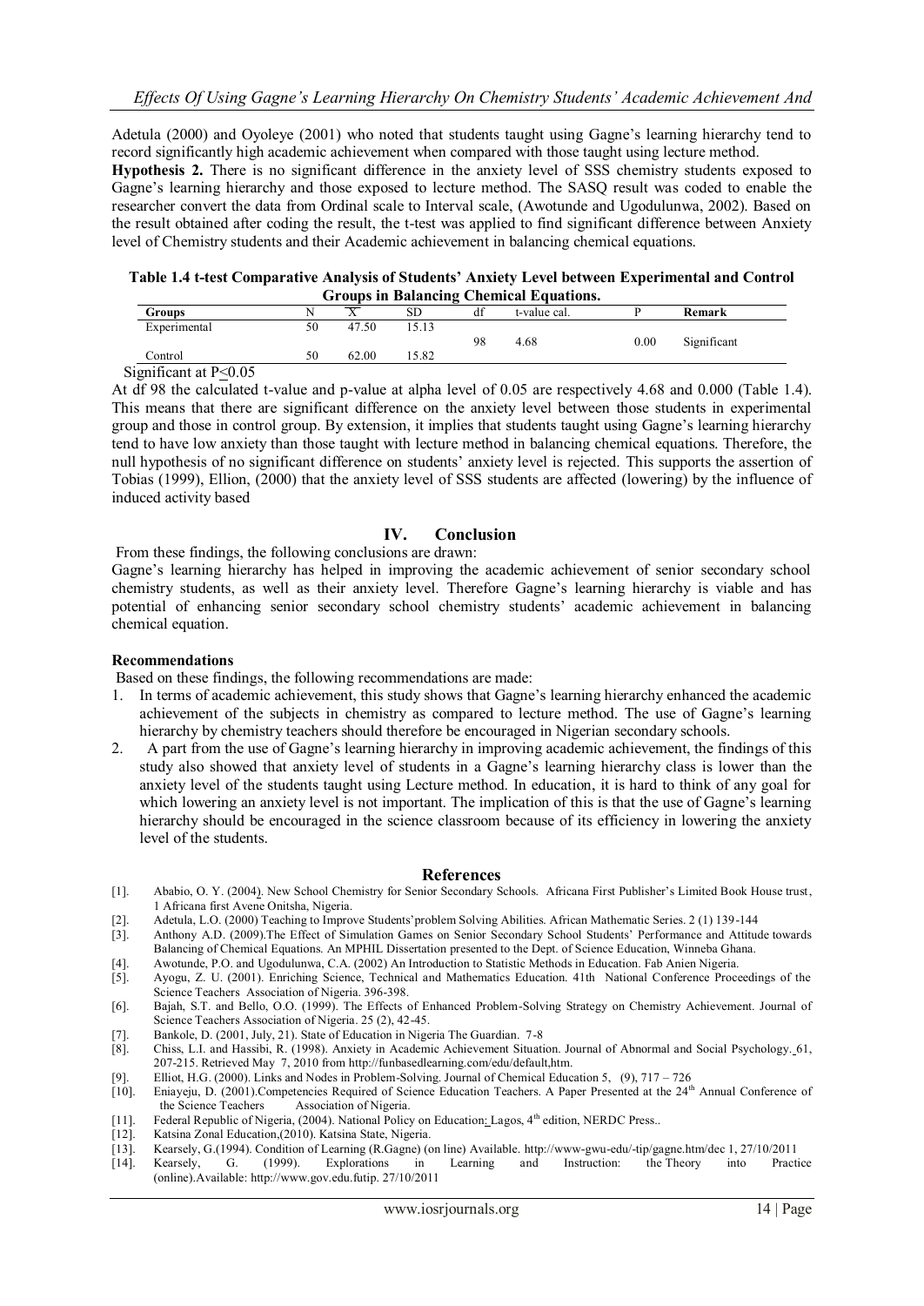Adetula (2000) and Oyoleye (2001) who noted that students taught using Gagne's learning hierarchy tend to record significantly high academic achievement when compared with those taught using lecture method.

**Hypothesis 2.** There is no significant difference in the anxiety level of SSS chemistry students exposed to Gagne's learning hierarchy and those exposed to lecture method. The SASQ result was coded to enable the researcher convert the data from Ordinal scale to Interval scale, (Awotunde and Ugodulunwa, 2002). Based on the result obtained after coding the result, the t-test was applied to find significant difference between Anxiety level of Chemistry students and their Academic achievement in balancing chemical equations.

**Table 1.4 t-test Comparative Analysis of Students' Anxiety Level between Experimental and Control Groups in Balancing Chemical Equations.**

| Groups | N | $\bar{X}$ | SD | df | t-value cal. | P | Remark |
|---|---|---|---|---|---|---|---|
| Experimental | 50 | 47.50 | 15.13 | | | | |
| | | | | 98 | 4.68 | 0.00 | Significant |
| Control | 50 | 62.00 | 15.82 | | | | |

Significant at $P \leq 0.05$

At df 98 the calculated t-value and p-value at alpha level of 0.05 are respectively 4.68 and 0.000 (Table 1.4). This means that there are significant difference on the anxiety level between those students in experimental group and those in control group. By extension, it implies that students taught using Gagne's learning hierarchy tend to have low anxiety than those taught with lecture method in balancing chemical equations. Therefore, the null hypothesis of no significant difference on students' anxiety level is rejected. This supports the assertion of Tobias (1999), Ellion, (2000) that the anxiety level of SSS students are affected (lowering) by the influence of induced activity based

## IV. Conclusion

From these findings, the following conclusions are drawn:

Gagne's learning hierarchy has helped in improving the academic achievement of senior secondary school chemistry students, as well as their anxiety level. Therefore Gagne's learning hierarchy is viable and has potential of enhancing senior secondary school chemistry students' academic achievement in balancing chemical equation.

### Recommendations

Based on these findings, the following recommendations are made:

1. In terms of academic achievement, this study shows that Gagne's learning hierarchy enhanced the academic achievement of the subjects in chemistry as compared to lecture method. The use of Gagne's learning hierarchy by chemistry teachers should therefore be encouraged in Nigerian secondary schools.
2. A part from the use of Gagne's learning hierarchy in improving academic achievement, the findings of this study also showed that anxiety level of students in a Gagne's learning hierarchy class is lower than the anxiety level of the students taught using Lecture method. In education, it is hard to think of any goal for which lowering an anxiety level is not important. The implication of this is that the use of Gagne's learning hierarchy should be encouraged in the science classroom because of its efficiency in lowering the anxiety level of the students.

## References

[1]. Ababio, O. Y. (2004). New School Chemistry for Senior Secondary Schools. Africana First Publisher's Limited Book House trust, 1 Africana first Avene Onitsha, Nigeria.

[2]. Adetula, L.O. (2000) Teaching to Improve Students'problem Solving Abilities. African Mathematic Series. 2 (1) 139-144

[3]. Anthony A.D. (2009).The Effect of Simulation Games on Senior Secondary School Students' Performance and Attitude towards Balancing of Chemical Equations. An MPHIL Dissertation presented to the Dept. of Science Education, Winneba Ghana.

[4]. Awotunde, P.O. and Ugodulunwa, C.A. (2002) An Introduction to Statistic Methods in Education. Fab Anien Nigeria.

[5]. Ayogu, Z. U. (2001). Enriching Science, Technical and Mathematics Education. 41th National Conference Proceedings of the Science Teachers Association of Nigeria. 396-398.

[6]. Bajah, S.T. and Bello, O.O. (1999). The Effects of Enhanced Problem-Solving Strategy on Chemistry Achievement. Journal of Science Teachers Association of Nigeria. 25 (2), 42-45.

[7]. Bankole, D. (2001, July, 21). State of Education in Nigeria The Guardian. 7-8

[8]. Chiss, L.I. and Hassibi, R. (1998). Anxiety in Academic Achievement Situation. Journal of Abnormal and Social Psychology. 61, 207-215. Retrieved May 7, 2010 from http://funbasedlearning.com/edu/default,htm.

[9]. Elliot, H.G. (2000). Links and Nodes in Problem-Solving. Journal of Chemical Education 5, (9), 717 – 726

[10]. Eniayeju, D. (2001).Competencies Required of Science Education Teachers. A Paper Presented at the 24th Annual Conference of the Science Teachers Association of Nigeria.

[11]. Federal Republic of Nigeria, (2004). National Policy on Education: Lagos, 4th edition, NERDC Press..

[12]. Katsina Zonal Education,(2010). Katsina State, Nigeria.

[13]. Kearsely, G.(1994). Condition of Learning (R.Gagne) (on line) Available. http://www-gwu-edu/-tip/gagne.htm/dec 1, 27/10/2011

[14]. Kearsely, G. (1999). Explorations in Learning and Instruction: the Theory into Practice (online).Available: http://www.gov.edu.futip. 27/10/2011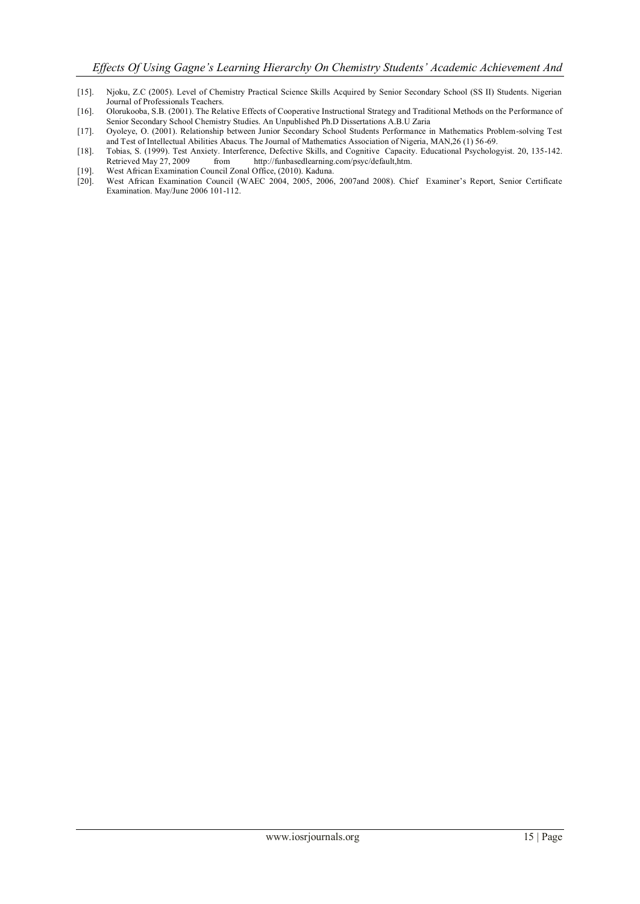[15]. Njoku, Z.C (2005). Level of Chemistry Practical Science Skills Acquired by Senior Secondary School (SS II) Students. Nigerian Journal of Professionals Teachers.

[16]. Olorukooba, S.B. (2001). The Relative Effects of Cooperative Instructional Strategy and Traditional Methods on the Performance of Senior Secondary School Chemistry Studies. An Unpublished Ph.D Dissertations A.B.U Zaria

[17]. Oyoleye, O. (2001). Relationship between Junior Secondary School Students Performance in Mathematics Problem-solving Test and Test of Intellectual Abilities Abacus. The Journal of Mathematics Association of Nigeria, MAN,26 (1) 56-69.

[18]. Tobias, S. (1999). Test Anxiety. Interference, Defective Skills, and Cognitive Capacity. Educational Psychologyist. 20, 135-142. Retrieved May 27, 2009 from http://funbasedlearning.com/psyc/default,htm.

[19]. West African Examination Council Zonal Office, (2010). Kaduna.

[20]. West African Examination Council (WAEC 2004, 2005, 2006, 2007and 2008). Chief Examiner's Report, Senior Certificate Examination. May/June 2006 101-112.